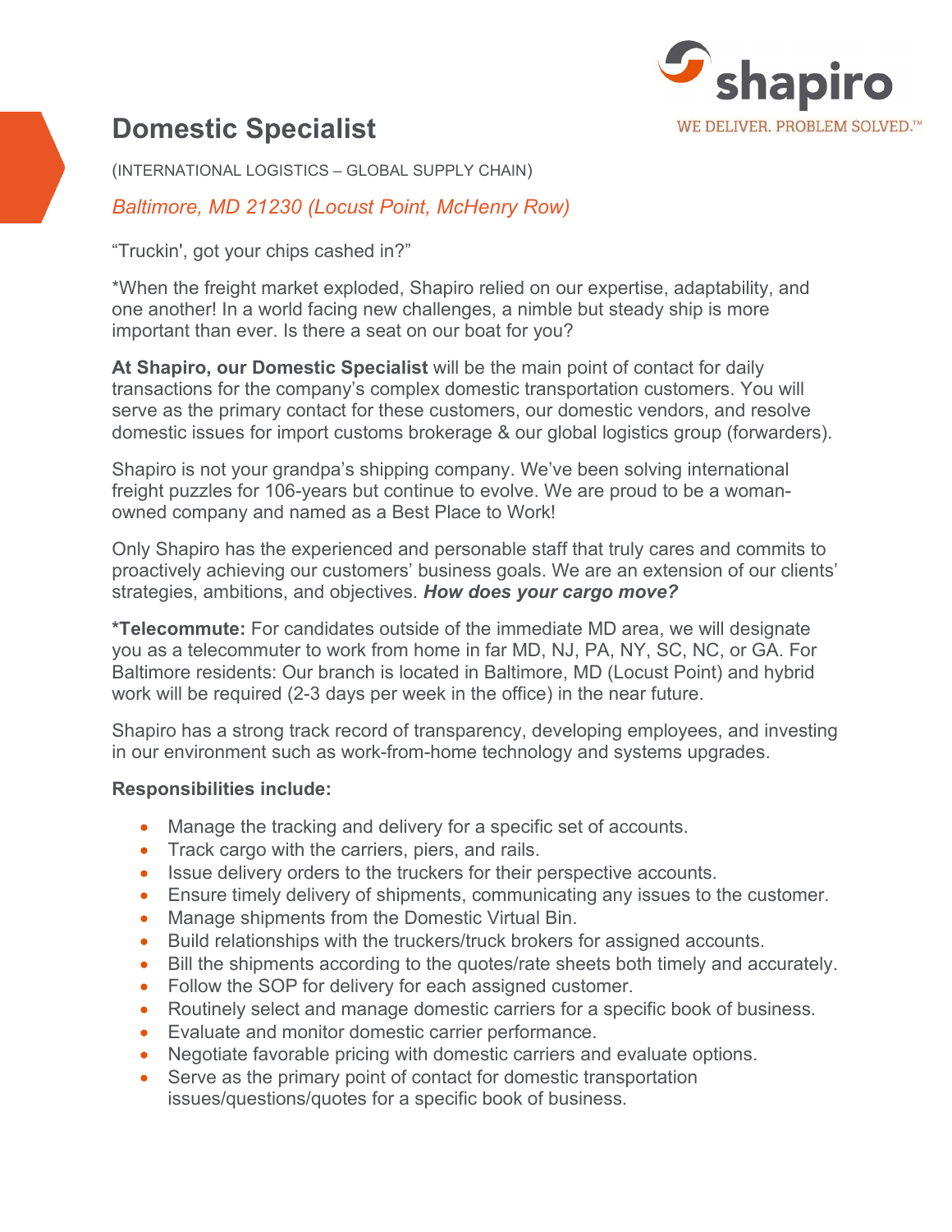shapiro

WE DELIVER. PROBLEM SOLVED.™

# Domestic Specialist

(INTERNATIONAL LOGISTICS – GLOBAL SUPPLY CHAIN)

*Baltimore, MD 21230 (Locust Point, McHenry Row)*

"Truckin', got your chips cashed in?"

*When the freight market exploded, Shapiro relied on our expertise, adaptability, and one another! In a world facing new challenges, a nimble but steady ship is more important than ever. Is there a seat on our boat for you?

**At Shapiro, our Domestic Specialist** will be the main point of contact for daily transactions for the company's complex domestic transportation customers. You will serve as the primary contact for these customers, our domestic vendors, and resolve domestic issues for import customs brokerage & our global logistics group (forwarders).

Shapiro is not your grandpa's shipping company. We've been solving international freight puzzles for 106-years but continue to evolve. We are proud to be a woman-owned company and named as a Best Place to Work!

Only Shapiro has the experienced and personable staff that truly cares and commits to proactively achieving our customers' business goals. We are an extension of our clients' strategies, ambitions, and objectives. ***How does your cargo move?***

**\*Telecommute:** For candidates outside of the immediate MD area, we will designate you as a telecommuter to work from home in far MD, NJ, PA, NY, SC, NC, or GA. For Baltimore residents: Our branch is located in Baltimore, MD (Locust Point) and hybrid work will be required (2-3 days per week in the office) in the near future.

Shapiro has a strong track record of transparency, developing employees, and investing in our environment such as work-from-home technology and systems upgrades.

**Responsibilities include:**

- Manage the tracking and delivery for a specific set of accounts.
- Track cargo with the carriers, piers, and rails.
- Issue delivery orders to the truckers for their perspective accounts.
- Ensure timely delivery of shipments, communicating any issues to the customer.
- Manage shipments from the Domestic Virtual Bin.
- Build relationships with the truckers/truck brokers for assigned accounts.
- Bill the shipments according to the quotes/rate sheets both timely and accurately.
- Follow the SOP for delivery for each assigned customer.
- Routinely select and manage domestic carriers for a specific book of business.
- Evaluate and monitor domestic carrier performance.
- Negotiate favorable pricing with domestic carriers and evaluate options.
- Serve as the primary point of contact for domestic transportation issues/questions/quotes for a specific book of business.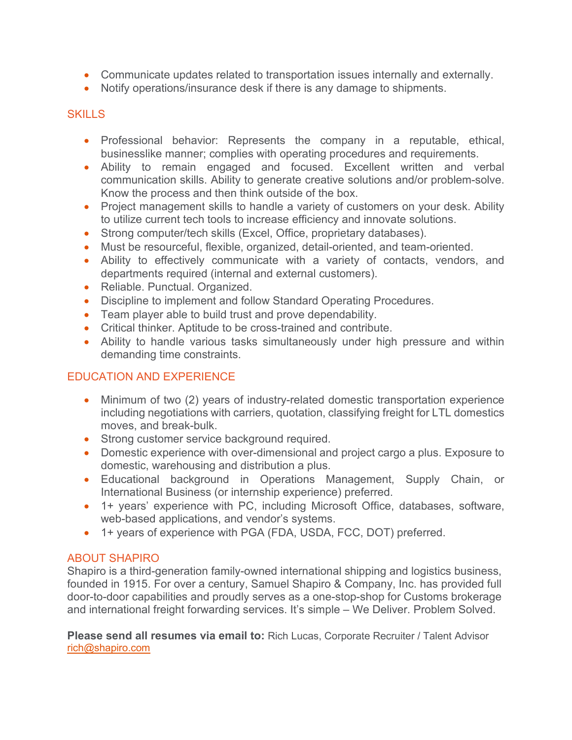- Communicate updates related to transportation issues internally and externally.
- Notify operations/insurance desk if there is any damage to shipments.

## SKILLS

- Professional behavior: Represents the company in a reputable, ethical, businesslike manner; complies with operating procedures and requirements.
- Ability to remain engaged and focused. Excellent written and verbal communication skills. Ability to generate creative solutions and/or problem-solve. Know the process and then think outside of the box.
- Project management skills to handle a variety of customers on your desk. Ability to utilize current tech tools to increase efficiency and innovate solutions.
- Strong computer/tech skills (Excel, Office, proprietary databases).
- Must be resourceful, flexible, organized, detail-oriented, and team-oriented.
- Ability to effectively communicate with a variety of contacts, vendors, and departments required (internal and external customers).
- Reliable. Punctual. Organized.
- Discipline to implement and follow Standard Operating Procedures.
- Team player able to build trust and prove dependability.
- Critical thinker. Aptitude to be cross-trained and contribute.
- Ability to handle various tasks simultaneously under high pressure and within demanding time constraints.

## EDUCATION AND EXPERIENCE

- Minimum of two (2) years of industry-related domestic transportation experience including negotiations with carriers, quotation, classifying freight for LTL domestics moves, and break-bulk.
- Strong customer service background required.
- Domestic experience with over-dimensional and project cargo a plus. Exposure to domestic, warehousing and distribution a plus.
- Educational background in Operations Management, Supply Chain, or International Business (or internship experience) preferred.
- 1+ years' experience with PC, including Microsoft Office, databases, software, web-based applications, and vendor's systems.
- 1+ years of experience with PGA (FDA, USDA, FCC, DOT) preferred.

## ABOUT SHAPIRO

Shapiro is a third-generation family-owned international shipping and logistics business, founded in 1915. For over a century, Samuel Shapiro & Company, Inc. has provided full door-to-door capabilities and proudly serves as a one-stop-shop for Customs brokerage and international freight forwarding services. It's simple – We Deliver. Problem Solved.

**Please send all resumes via email to:** Rich Lucas, Corporate Recruiter / Talent Advisor
rich@shapiro.com